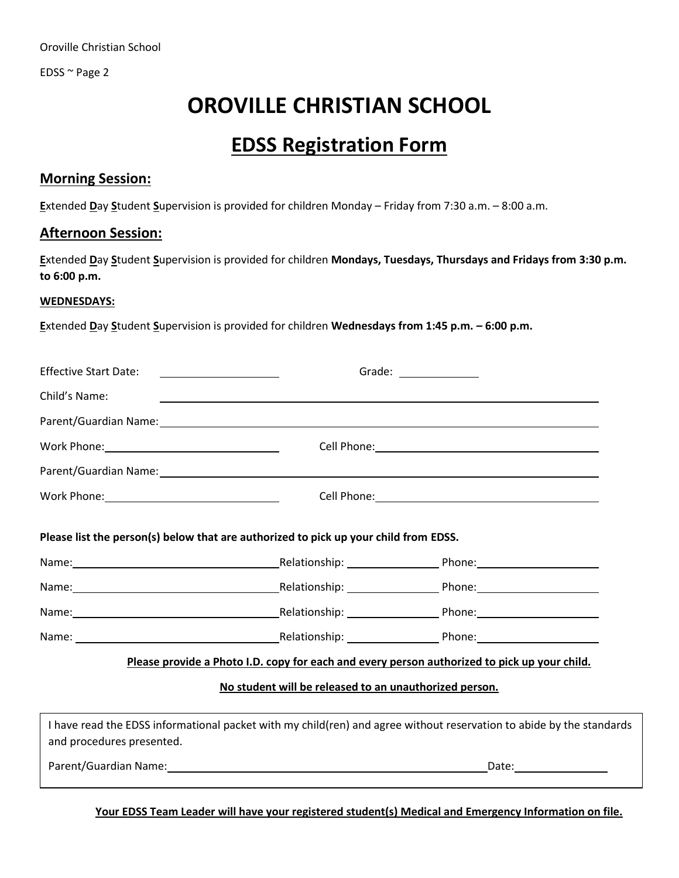# OROVILLE CHRISTIAN SCHOOL

## EDSS Registration Form

### Morning Session:

**E**xtended **D**ay **S**tudent **S**upervision is provided for children Monday – Friday from 7:30 a.m. – 8:00 a.m.

### Afternoon Session:

**E**xtended **D**ay **S**tudent **S**upervision is provided for children **Mondays, Tuesdays, Thursdays and Fridays from 3:30 p.m. to 6:00 p.m.**

**WEDNESDAYS:**

**E**xtended **D**ay **S**tudent **S**upervision is provided for children **Wednesdays from 1:45 p.m. – 6:00 p.m.**

Effective Start Date: ____________________ Grade: ______________

Child's Name: ____________________________________________________________

Parent/Guardian Name: ____________________________________________________

Work Phone: ____________________________ Cell Phone: ____________________________

Parent/Guardian Name: ____________________________________________________

Work Phone: ____________________________ Cell Phone: ____________________________

**Please list the person(s) below that are authorized to pick up your child from EDSS.**

Name: ________________________ Relationship: ______________ Phone: ____________________

Name: ________________________ Relationship: ______________ Phone: ____________________

Name: ________________________ Relationship: ______________ Phone: ____________________

Name: ________________________ Relationship: ______________ Phone: ____________________

**Please provide a Photo I.D. copy for each and every person authorized to pick up your child.**

**No student will be released to an unauthorized person.**

I have read the EDSS informational packet with my child(ren) and agree without reservation to abide by the standards and procedures presented.

Parent/Guardian Name: ________________________________________ Date: ______________

**Your EDSS Team Leader will have your registered student(s) Medical and Emergency Information on file.**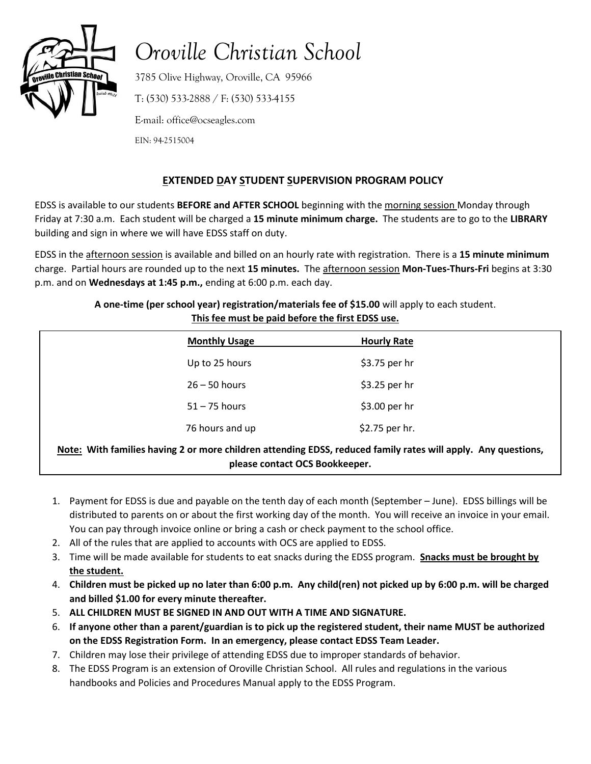# Oroville Christian School

3785 Olive Highway, Oroville, CA 95966

T: (530) 533-2888 / F: (530) 533-4155

E-mail: office@ocseagles.com

EIN: 94-2515004

## EXTENDED DAY STUDENT SUPERVISION PROGRAM POLICY

EDSS is available to our students **BEFORE and AFTER SCHOOL** beginning with the morning session Monday through Friday at 7:30 a.m. Each student will be charged a **15 minute minimum charge.** The students are to go to the **LIBRARY** building and sign in where we will have EDSS staff on duty.

EDSS in the afternoon session is available and billed on an hourly rate with registration. There is a **15 minute minimum** charge. Partial hours are rounded up to the next **15 minutes.** The afternoon session **Mon-Tues-Thurs-Fri** begins at 3:30 p.m. and on **Wednesdays at 1:45 p.m.,** ending at 6:00 p.m. each day.

**A one-time (per school year) registration/materials fee of $15.00** will apply to each student. **This fee must be paid before the first EDSS use.**

| Monthly Usage | Hourly Rate |
|---|---|
| Up to 25 hours | $3.75 per hr |
| 26 – 50 hours | $3.25 per hr |
| 51 – 75 hours | $3.00 per hr |
| 76 hours and up | $2.75 per hr. |

**Note: With families having 2 or more children attending EDSS, reduced family rates will apply. Any questions, please contact OCS Bookkeeper.**

1. Payment for EDSS is due and payable on the tenth day of each month (September – June). EDSS billings will be distributed to parents on or about the first working day of the month. You will receive an invoice in your email. You can pay through invoice online or bring a cash or check payment to the school office.
2. All of the rules that are applied to accounts with OCS are applied to EDSS.
3. Time will be made available for students to eat snacks during the EDSS program. **Snacks must be brought by the student.**
4. **Children must be picked up no later than 6:00 p.m. Any child(ren) not picked up by 6:00 p.m. will be charged and billed $1.00 for every minute thereafter.**
5. **ALL CHILDREN MUST BE SIGNED IN AND OUT WITH A TIME AND SIGNATURE.**
6. **If anyone other than a parent/guardian is to pick up the registered student, their name MUST be authorized on the EDSS Registration Form. In an emergency, please contact EDSS Team Leader.**
7. Children may lose their privilege of attending EDSS due to improper standards of behavior.
8. The EDSS Program is an extension of Oroville Christian School. All rules and regulations in the various handbooks and Policies and Procedures Manual apply to the EDSS Program.